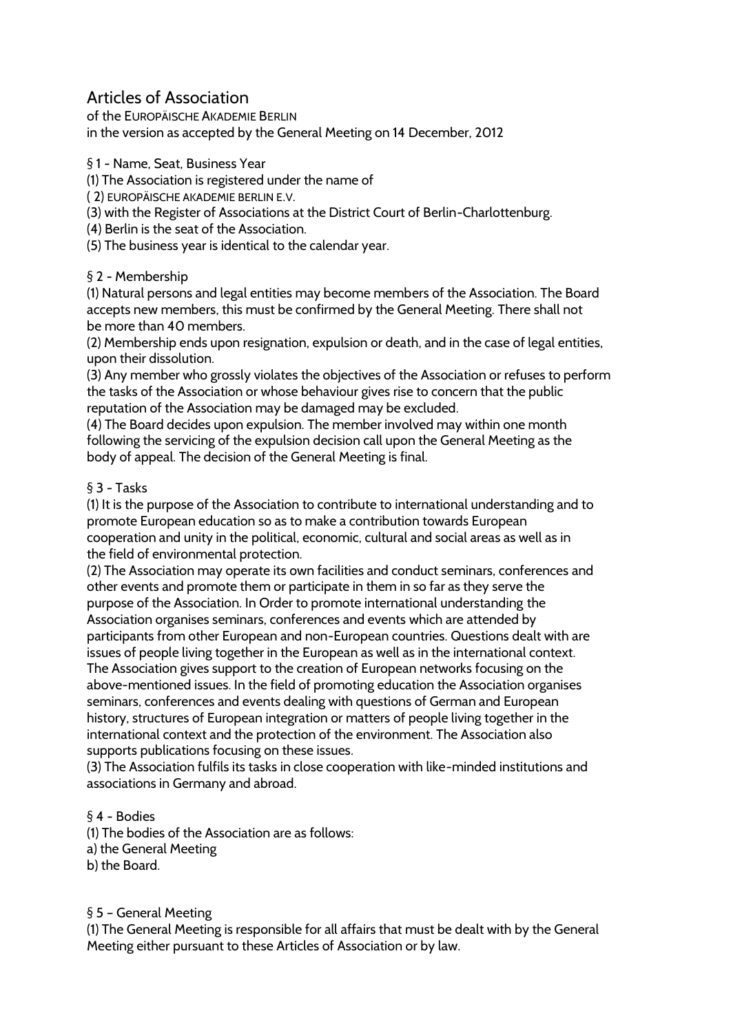# Articles of Association

of the EUROPÄISCHE AKADEMIE BERLIN
in the version as accepted by the General Meeting on 14 December, 2012

## § 1 - Name, Seat, Business Year

(1) The Association is registered under the name of
( 2) EUROPÄISCHE AKADEMIE BERLIN E.V.
(3) with the Register of Associations at the District Court of Berlin-Charlottenburg.
(4) Berlin is the seat of the Association.
(5) The business year is identical to the calendar year.

## § 2 - Membership

(1) Natural persons and legal entities may become members of the Association. The Board accepts new members, this must be confirmed by the General Meeting. There shall not be more than 40 members.
(2) Membership ends upon resignation, expulsion or death, and in the case of legal entities, upon their dissolution.
(3) Any member who grossly violates the objectives of the Association or refuses to perform the tasks of the Association or whose behaviour gives rise to concern that the public reputation of the Association may be damaged may be excluded.
(4) The Board decides upon expulsion. The member involved may within one month following the servicing of the expulsion decision call upon the General Meeting as the body of appeal. The decision of the General Meeting is final.

## § 3 - Tasks

(1) It is the purpose of the Association to contribute to international understanding and to promote European education so as to make a contribution towards European cooperation and unity in the political, economic, cultural and social areas as well as in the field of environmental protection.
(2) The Association may operate its own facilities and conduct seminars, conferences and other events and promote them or participate in them in so far as they serve the purpose of the Association. In Order to promote international understanding the Association organises seminars, conferences and events which are attended by participants from other European and non-European countries. Questions dealt with are issues of people living together in the European as well as in the international context. The Association gives support to the creation of European networks focusing on the above-mentioned issues. In the field of promoting education the Association organises seminars, conferences and events dealing with questions of German and European history, structures of European integration or matters of people living together in the international context and the protection of the environment. The Association also supports publications focusing on these issues.
(3) The Association fulfils its tasks in close cooperation with like-minded institutions and associations in Germany and abroad.

## § 4 - Bodies

(1) The bodies of the Association are as follows:
a) the General Meeting
b) the Board.

## § 5 – General Meeting

(1) The General Meeting is responsible for all affairs that must be dealt with by the General Meeting either pursuant to these Articles of Association or by law.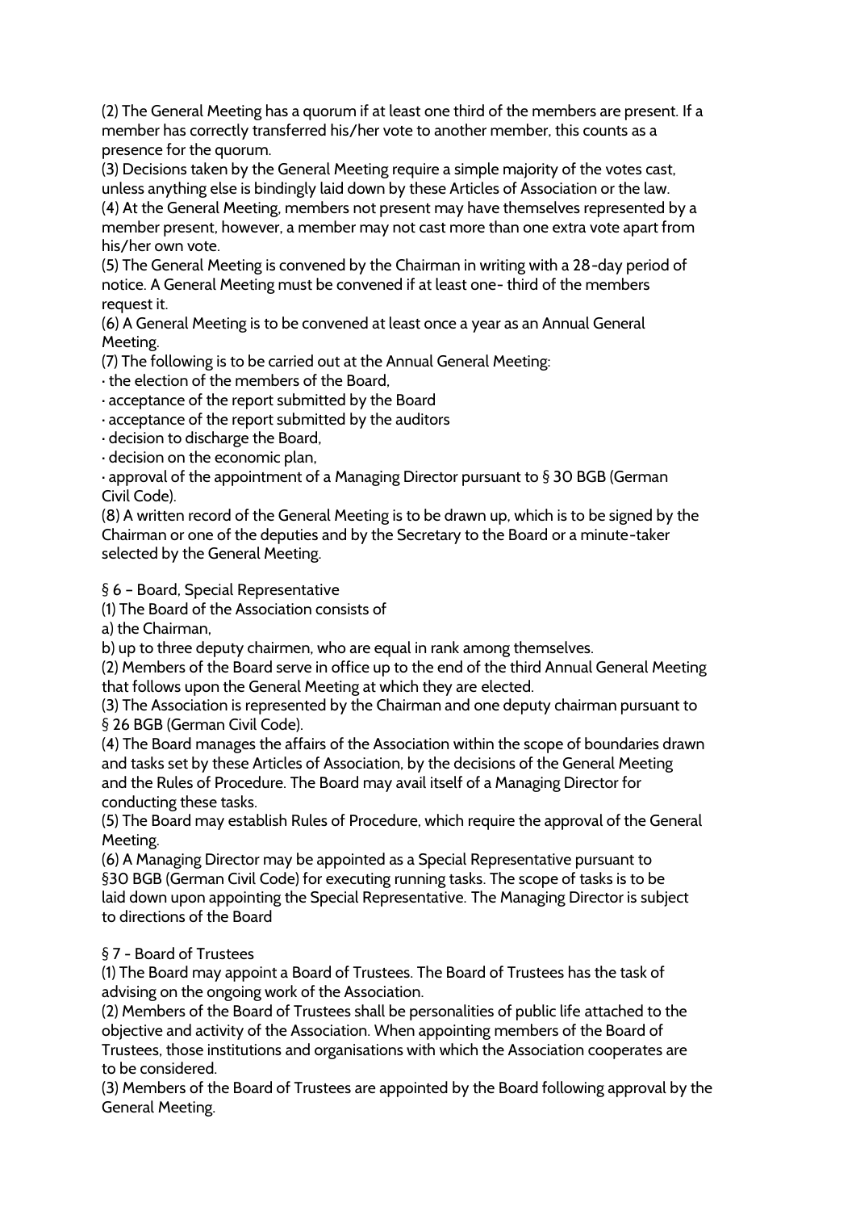(2) The General Meeting has a quorum if at least one third of the members are present. If a member has correctly transferred his/her vote to another member, this counts as a presence for the quorum.

(3) Decisions taken by the General Meeting require a simple majority of the votes cast, unless anything else is bindingly laid down by these Articles of Association or the law.

(4) At the General Meeting, members not present may have themselves represented by a member present, however, a member may not cast more than one extra vote apart from his/her own vote.

(5) The General Meeting is convened by the Chairman in writing with a 28-day period of notice. A General Meeting must be convened if at least one- third of the members request it.

(6) A General Meeting is to be convened at least once a year as an Annual General Meeting.

(7) The following is to be carried out at the Annual General Meeting:

- the election of the members of the Board,
- acceptance of the report submitted by the Board
- acceptance of the report submitted by the auditors
- decision to discharge the Board,
- decision on the economic plan,
- approval of the appointment of a Managing Director pursuant to § 30 BGB (German Civil Code).

(8) A written record of the General Meeting is to be drawn up, which is to be signed by the Chairman or one of the deputies and by the Secretary to the Board or a minute-taker selected by the General Meeting.

## § 6 – Board, Special Representative

(1) The Board of the Association consists of

a) the Chairman,

b) up to three deputy chairmen, who are equal in rank among themselves.

(2) Members of the Board serve in office up to the end of the third Annual General Meeting that follows upon the General Meeting at which they are elected.

(3) The Association is represented by the Chairman and one deputy chairman pursuant to § 26 BGB (German Civil Code).

(4) The Board manages the affairs of the Association within the scope of boundaries drawn and tasks set by these Articles of Association, by the decisions of the General Meeting and the Rules of Procedure. The Board may avail itself of a Managing Director for conducting these tasks.

(5) The Board may establish Rules of Procedure, which require the approval of the General Meeting.

(6) A Managing Director may be appointed as a Special Representative pursuant to §30 BGB (German Civil Code) for executing running tasks. The scope of tasks is to be laid down upon appointing the Special Representative. The Managing Director is subject to directions of the Board

## § 7 - Board of Trustees

(1) The Board may appoint a Board of Trustees. The Board of Trustees has the task of advising on the ongoing work of the Association.

(2) Members of the Board of Trustees shall be personalities of public life attached to the objective and activity of the Association. When appointing members of the Board of Trustees, those institutions and organisations with which the Association cooperates are to be considered.

(3) Members of the Board of Trustees are appointed by the Board following approval by the General Meeting.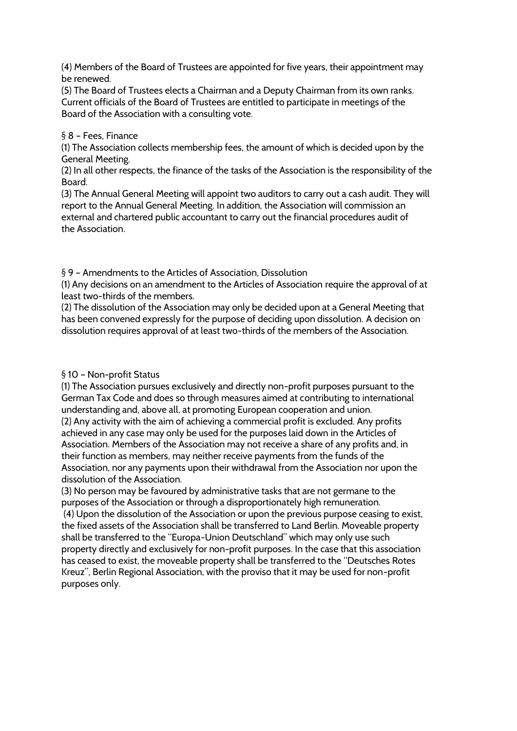(4) Members of the Board of Trustees are appointed for five years, their appointment may be renewed.
(5) The Board of Trustees elects a Chairman and a Deputy Chairman from its own ranks. Current officials of the Board of Trustees are entitled to participate in meetings of the Board of the Association with a consulting vote.

## § 8 – Fees, Finance

(1) The Association collects membership fees, the amount of which is decided upon by the General Meeting.
(2) In all other respects, the finance of the tasks of the Association is the responsibility of the Board.
(3) The Annual General Meeting will appoint two auditors to carry out a cash audit. They will report to the Annual General Meeting. In addition, the Association will commission an external and chartered public accountant to carry out the financial procedures audit of the Association.

## § 9 – Amendments to the Articles of Association, Dissolution

(1) Any decisions on an amendment to the Articles of Association require the approval of at least two-thirds of the members.
(2) The dissolution of the Association may only be decided upon at a General Meeting that has been convened expressly for the purpose of deciding upon dissolution. A decision on dissolution requires approval of at least two-thirds of the members of the Association.

## § 10 – Non-profit Status

(1) The Association pursues exclusively and directly non-profit purposes pursuant to the German Tax Code and does so through measures aimed at contributing to international understanding and, above all, at promoting European cooperation and union.
(2) Any activity with the aim of achieving a commercial profit is excluded. Any profits achieved in any case may only be used for the purposes laid down in the Articles of Association. Members of the Association may not receive a share of any profits and, in their function as members, may neither receive payments from the funds of the Association, nor any payments upon their withdrawal from the Association nor upon the dissolution of the Association.
(3) No person may be favoured by administrative tasks that are not germane to the purposes of the Association or through a disproportionately high remuneration.
(4) Upon the dissolution of the Association or upon the previous purpose ceasing to exist, the fixed assets of the Association shall be transferred to Land Berlin. Moveable property shall be transferred to the "Europa-Union Deutschland" which may only use such property directly and exclusively for non-profit purposes. In the case that this association has ceased to exist, the moveable property shall be transferred to the "Deutsches Rotes Kreuz", Berlin Regional Association, with the proviso that it may be used for non-profit purposes only.